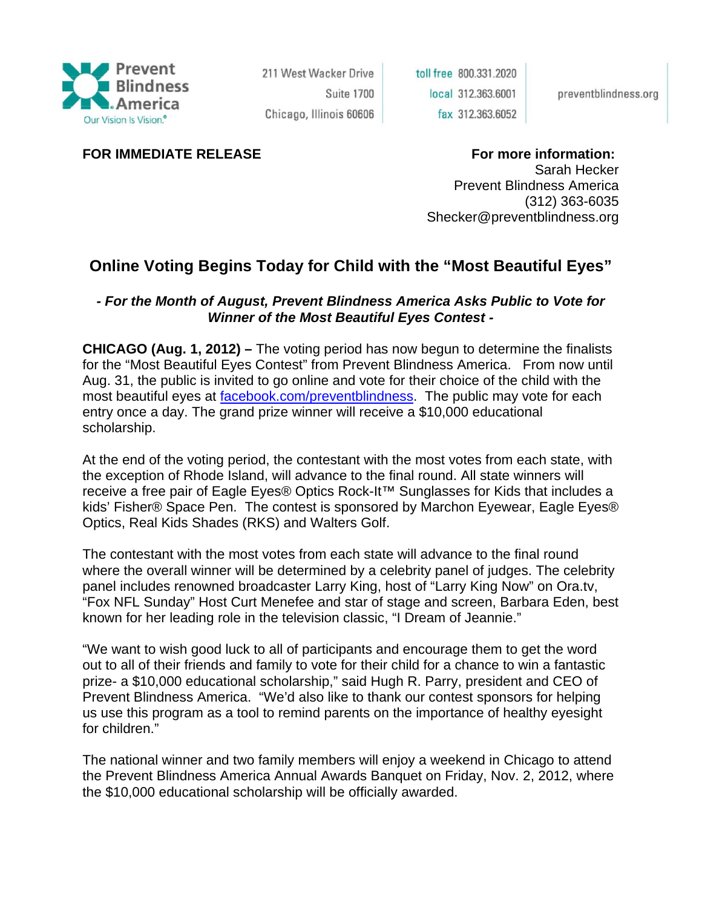Prevent Blindness America
Our Vision Is Vision.®

211 West Wacker Drive
Suite 1700
Chicago, Illinois 60606

toll free 800.331.2020
local 312.363.6001
fax 312.363.6052

preventblindness.org

**FOR IMMEDIATE RELEASE**

**For more information:**
Sarah Hecker
Prevent Blindness America
(312) 363-6035
Shecker@preventblindness.org

# Online Voting Begins Today for Child with the "Most Beautiful Eyes"

***- For the Month of August, Prevent Blindness America Asks Public to Vote for Winner of the Most Beautiful Eyes Contest -***

**CHICAGO (Aug. 1, 2012) –** The voting period has now begun to determine the finalists for the "Most Beautiful Eyes Contest" from Prevent Blindness America. From now until Aug. 31, the public is invited to go online and vote for their choice of the child with the most beautiful eyes at [facebook.com/preventblindness](facebook.com/preventblindness). The public may vote for each entry once a day. The grand prize winner will receive a $10,000 educational scholarship.

At the end of the voting period, the contestant with the most votes from each state, with the exception of Rhode Island, will advance to the final round. All state winners will receive a free pair of Eagle Eyes® Optics Rock-It™ Sunglasses for Kids that includes a kids' Fisher® Space Pen. The contest is sponsored by Marchon Eyewear, Eagle Eyes® Optics, Real Kids Shades (RKS) and Walters Golf.

The contestant with the most votes from each state will advance to the final round where the overall winner will be determined by a celebrity panel of judges. The celebrity panel includes renowned broadcaster Larry King, host of "Larry King Now" on Ora.tv, "Fox NFL Sunday" Host Curt Menefee and star of stage and screen, Barbara Eden, best known for her leading role in the television classic, "I Dream of Jeannie."

"We want to wish good luck to all of participants and encourage them to get the word out to all of their friends and family to vote for their child for a chance to win a fantastic prize- a $10,000 educational scholarship," said Hugh R. Parry, president and CEO of Prevent Blindness America. "We'd also like to thank our contest sponsors for helping us use this program as a tool to remind parents on the importance of healthy eyesight for children."

The national winner and two family members will enjoy a weekend in Chicago to attend the Prevent Blindness America Annual Awards Banquet on Friday, Nov. 2, 2012, where the $10,000 educational scholarship will be officially awarded.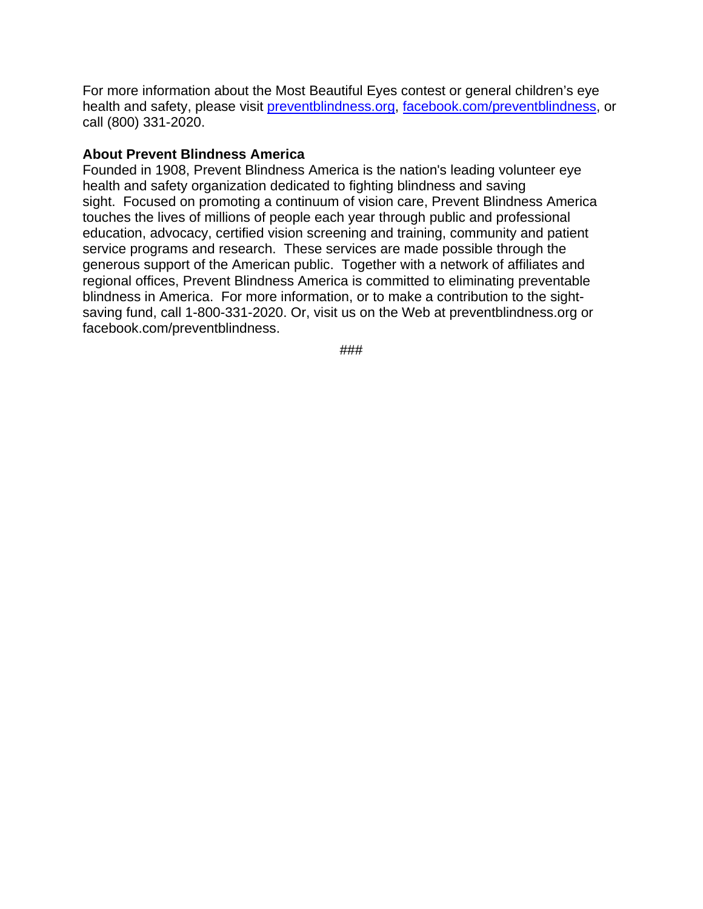For more information about the Most Beautiful Eyes contest or general children's eye health and safety, please visit [preventblindness.org](preventblindness.org), [facebook.com/preventblindness](facebook.com/preventblindness), or call (800) 331-2020.

**About Prevent Blindness America**

Founded in 1908, Prevent Blindness America is the nation's leading volunteer eye health and safety organization dedicated to fighting blindness and saving sight. Focused on promoting a continuum of vision care, Prevent Blindness America touches the lives of millions of people each year through public and professional education, advocacy, certified vision screening and training, community and patient service programs and research. These services are made possible through the generous support of the American public. Together with a network of affiliates and regional offices, Prevent Blindness America is committed to eliminating preventable blindness in America. For more information, or to make a contribution to the sight-saving fund, call 1-800-331-2020. Or, visit us on the Web at preventblindness.org or facebook.com/preventblindness.

###